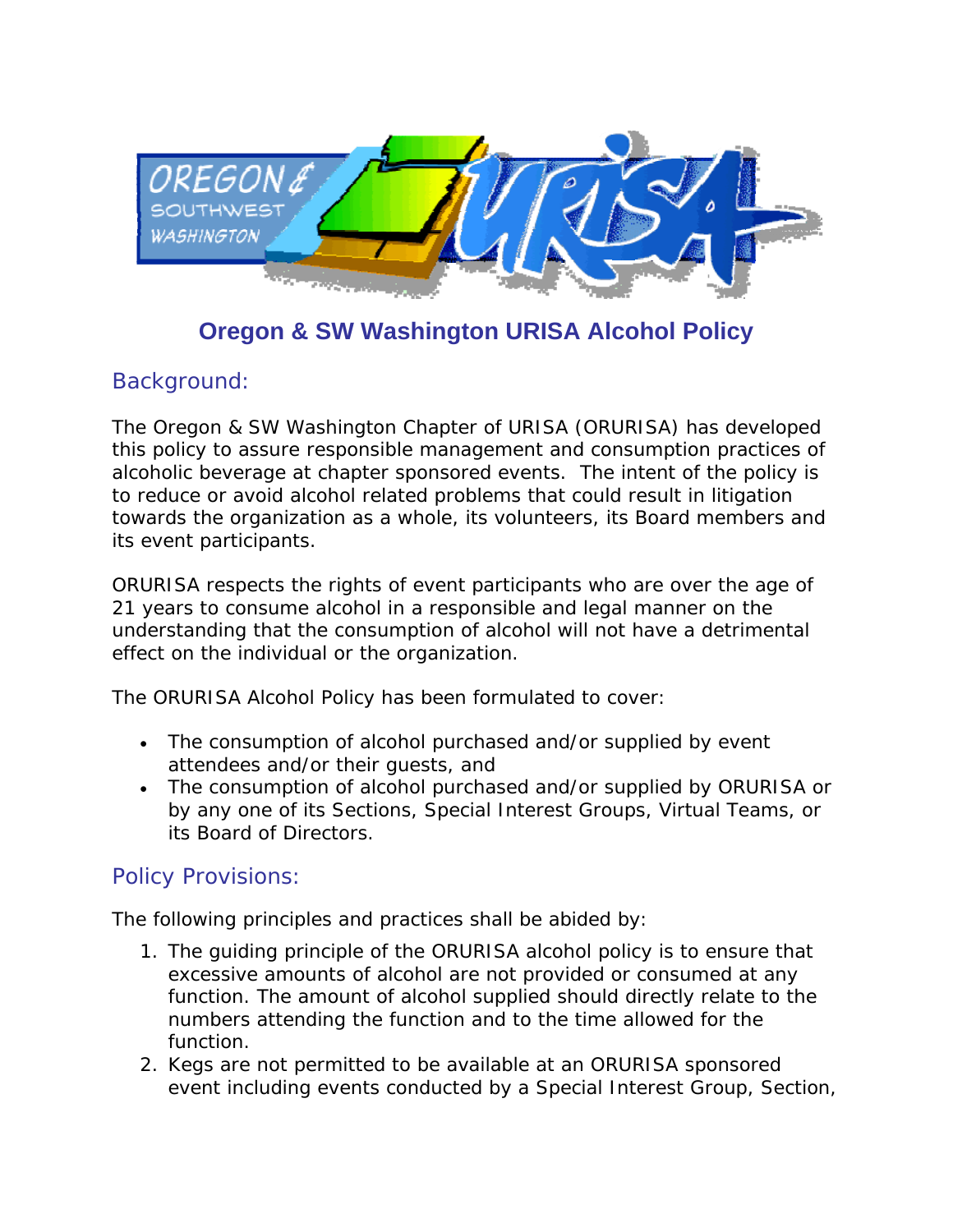# Oregon & SW Washington URISA Alcohol Policy

## Background:

The Oregon & SW Washington Chapter of URISA (ORURISA) has developed this policy to assure responsible management and consumption practices of alcoholic beverage at chapter sponsored events. The intent of the policy is to reduce or avoid alcohol related problems that could result in litigation towards the organization as a whole, its volunteers, its Board members and its event participants.

ORURISA respects the rights of event participants who are over the age of 21 years to consume alcohol in a responsible and legal manner on the understanding that the consumption of alcohol will not have a detrimental effect on the individual or the organization.

The ORURISA Alcohol Policy has been formulated to cover:

- The consumption of alcohol purchased and/or supplied by event attendees and/or their guests, and
- The consumption of alcohol purchased and/or supplied by ORURISA or by any one of its Sections, Special Interest Groups, Virtual Teams, or its Board of Directors.

## Policy Provisions:

The following principles and practices shall be abided by:

1. The guiding principle of the ORURISA alcohol policy is to ensure that excessive amounts of alcohol are not provided or consumed at any function. The amount of alcohol supplied should directly relate to the numbers attending the function and to the time allowed for the function.
2. Kegs are not permitted to be available at an ORURISA sponsored event including events conducted by a Special Interest Group, Section,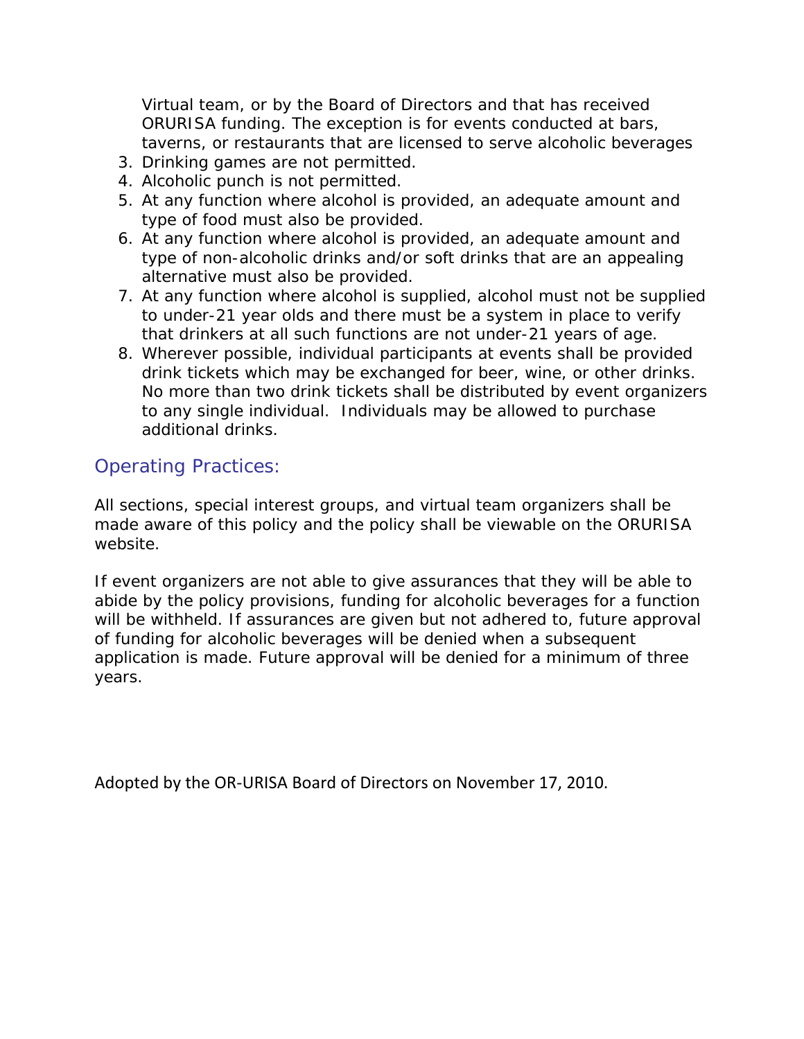Virtual team, or by the Board of Directors and that has received ORURISA funding. The exception is for events conducted at bars, taverns, or restaurants that are licensed to serve alcoholic beverages

3. Drinking games are not permitted.
4. Alcoholic punch is not permitted.
5. At any function where alcohol is provided, an adequate amount and type of food must also be provided.
6. At any function where alcohol is provided, an adequate amount and type of non-alcoholic drinks and/or soft drinks that are an appealing alternative must also be provided.
7. At any function where alcohol is supplied, alcohol must not be supplied to under-21 year olds and there must be a system in place to verify that drinkers at all such functions are not under-21 years of age.
8. Wherever possible, individual participants at events shall be provided drink tickets which may be exchanged for beer, wine, or other drinks. No more than two drink tickets shall be distributed by event organizers to any single individual. Individuals may be allowed to purchase additional drinks.

## Operating Practices:

All sections, special interest groups, and virtual team organizers shall be made aware of this policy and the policy shall be viewable on the ORURISA website.

If event organizers are not able to give assurances that they will be able to abide by the policy provisions, funding for alcoholic beverages for a function will be withheld. If assurances are given but not adhered to, future approval of funding for alcoholic beverages will be denied when a subsequent application is made. Future approval will be denied for a minimum of three years.

Adopted by the OR-URISA Board of Directors on November 17, 2010.